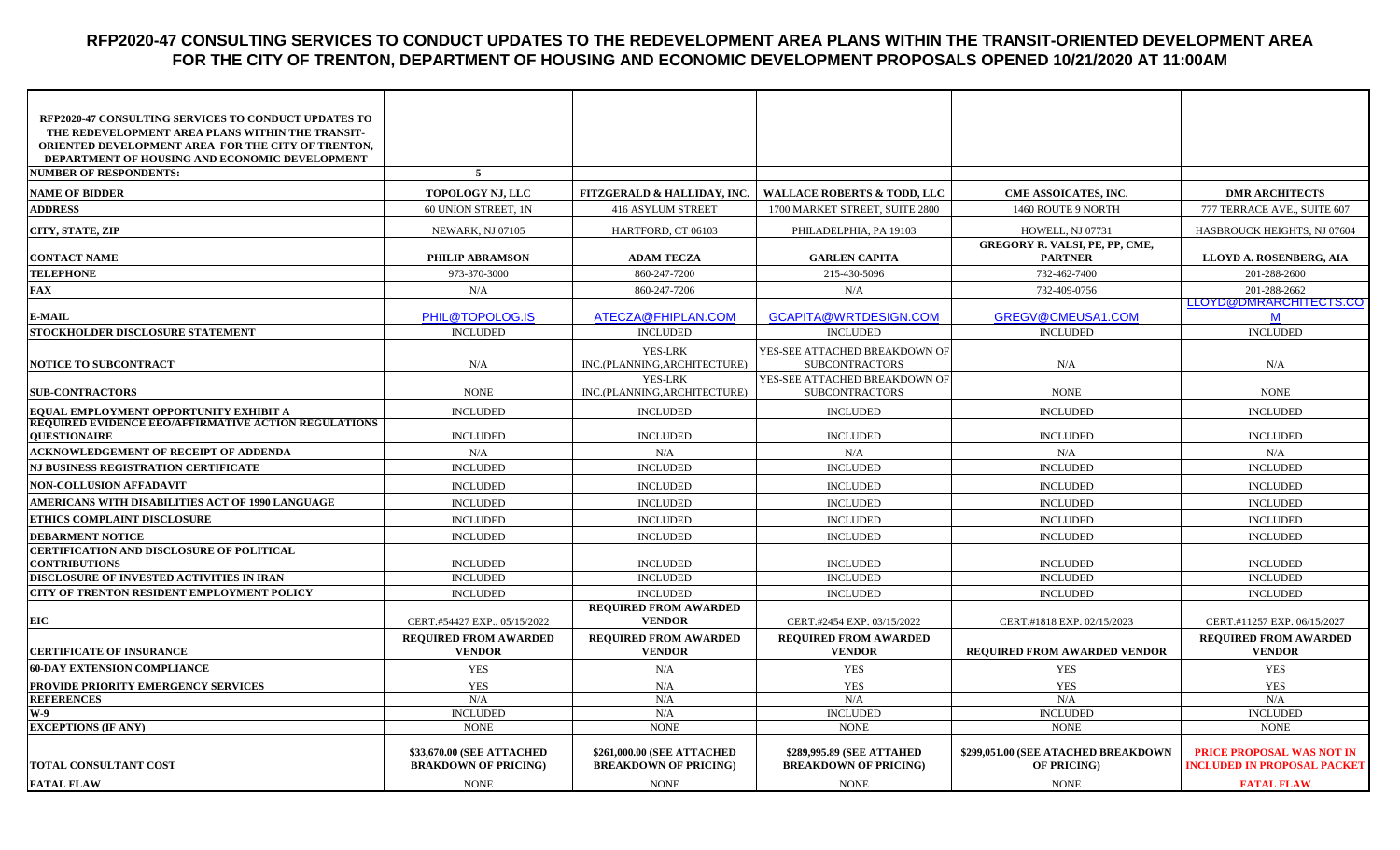# RFP2020-47 CONSULTING SERVICES TO CONDUCT UPDATES TO THE REDEVELOPMENT AREA PLANS WITHIN THE TRANSIT-ORIENTED DEVELOPMENT AREA FOR THE CITY OF TRENTON, DEPARTMENT OF HOUSING AND ECONOMIC DEVELOPMENT PROPOSALS OPENED 10/21/2020 AT 11:00AM

| RFP2020-47 CONSULTING SERVICES TO CONDUCT UPDATES TO THE REDEVELOPMENT AREA PLANS WITHIN THE TRANSIT-ORIENTED DEVELOPMENT AREA FOR THE CITY OF TRENTON, DEPARTMENT OF HOUSING AND ECONOMIC DEVELOPMENT | | | | | |
|---|---|---|---|---|---|
| **NUMBER OF RESPONDENTS:** | 5 | | | | |
| **NAME OF BIDDER** | **TOPOLOGY NJ, LLC** | **FITZGERALD & HALLIDAY, INC.** | **WALLACE ROBERTS & TODD, LLC** | **CME ASSOICATES, INC.** | **DMR ARCHITECTS** |
| **ADDRESS** | 60 UNION STREET, 1N | 416 ASYLUM STREET | 1700 MARKET STREET, SUITE 2800 | 1460 ROUTE 9 NORTH | 777 TERRACE AVE., SUITE 607 |
| **CITY, STATE, ZIP** | NEWARK, NJ 07105 | HARTFORD, CT 06103 | PHILADELPHIA, PA 19103 | HOWELL, NJ 07731 | HASBROUCK HEIGHTS, NJ 07604 |
| **CONTACT NAME** | **PHILIP ABRAMSON** | **ADAM TECZA** | **GARLEN CAPITA** | **GREGORY R. VALSI, PE, PP, CME, PARTNER** | **LLOYD A. ROSENBERG, AIA** |
| **TELEPHONE** | 973-370-3000 | 860-247-7200 | 215-430-5096 | 732-462-7400 | 201-288-2600 |
| **FAX** | N/A | 860-247-7206 | N/A | 732-409-0756 | 201-288-2662 |
| **E-MAIL** | PHIL@TOPOLOG.IS | ATECZA@FHIPLAN.COM | GCAPITA@WRTDESIGN.COM | GREGV@CMEUSA1.COM | LLOYD@DMRARCHITECTS.COM |
| **STOCKHOLDER DISCLOSURE STATEMENT** | INCLUDED | INCLUDED | INCLUDED | INCLUDED | INCLUDED |
| **NOTICE TO SUBCONTRACT** | N/A | YES-LRK INC.(PLANNING,ARCHITECTURE) | YES-SEE ATTACHED BREAKDOWN OF SUBCONTRACTORS | N/A | N/A |
| **SUB-CONTRACTORS** | NONE | YES-LRK INC.(PLANNING,ARCHITECTURE) | YES-SEE ATTACHED BREAKDOWN OF SUBCONTRACTORS | NONE | NONE |
| **EQUAL EMPLOYMENT OPPORTUNITY EXHIBIT A** | INCLUDED | INCLUDED | INCLUDED | INCLUDED | INCLUDED |
| **REQUIRED EVIDENCE EEO/AFFIRMATIVE ACTION REGULATIONS QUESTIONAIRE** | INCLUDED | INCLUDED | INCLUDED | INCLUDED | INCLUDED |
| **ACKNOWLEDGEMENT OF RECEIPT OF ADDENDA** | N/A | N/A | N/A | N/A | N/A |
| **NJ BUSINESS REGISTRATION CERTIFICATE** | INCLUDED | INCLUDED | INCLUDED | INCLUDED | INCLUDED |
| **NON-COLLUSION AFFADAVIT** | INCLUDED | INCLUDED | INCLUDED | INCLUDED | INCLUDED |
| **AMERICANS WITH DISABILITIES ACT OF 1990 LANGUAGE** | INCLUDED | INCLUDED | INCLUDED | INCLUDED | INCLUDED |
| **ETHICS COMPLAINT DISCLOSURE** | INCLUDED | INCLUDED | INCLUDED | INCLUDED | INCLUDED |
| **DEBARMENT NOTICE** | INCLUDED | INCLUDED | INCLUDED | INCLUDED | INCLUDED |
| **CERTIFICATION AND DISCLOSURE OF POLITICAL CONTRIBUTIONS** | INCLUDED | INCLUDED | INCLUDED | INCLUDED | INCLUDED |
| **DISCLOSURE OF INVESTED ACTIVITIES IN IRAN** | INCLUDED | INCLUDED | INCLUDED | INCLUDED | INCLUDED |
| **CITY OF TRENTON RESIDENT EMPLOYMENT POLICY** | INCLUDED | INCLUDED | INCLUDED | INCLUDED | INCLUDED |
| **EIC** | CERT.#54427 EXP.. 05/15/2022 | **REQUIRED FROM AWARDED VENDOR** | CERT.#2454 EXP. 03/15/2022 | CERT.#1818 EXP. 02/15/2023 | CERT.#11257 EXP. 06/15/2027 |
| **CERTIFICATE OF INSURANCE** | **REQUIRED FROM AWARDED VENDOR** | **REQUIRED FROM AWARDED VENDOR** | **REQUIRED FROM AWARDED VENDOR** | **REQUIRED FROM AWARDED VENDOR** | **REQUIRED FROM AWARDED VENDOR** |
| **60-DAY EXTENSION COMPLIANCE** | YES | N/A | YES | YES | YES |
| **PROVIDE PRIORITY EMERGENCY SERVICES** | YES | N/A | YES | YES | YES |
| **REFERENCES** | N/A | N/A | N/A | N/A | N/A |
| **W-9** | INCLUDED | N/A | INCLUDED | INCLUDED | INCLUDED |
| **EXCEPTIONS (IF ANY)** | NONE | NONE | NONE | NONE | NONE |
| **TOTAL CONSULTANT COST** | **$33,670.00 (SEE ATTACHED BRAKDOWN OF PRICING)** | **$261,000.00 (SEE ATTACHED BREAKDOWN OF PRICING)** | **$289,995.89 (SEE ATTAHED BREAKDOWN OF PRICING)** | **$299,051.00 (SEE ATACHED BREAKDOWN OF PRICING)** | **PRICE PROPOSAL WAS NOT IN INCLUDED IN PROPOSAL PACKET** |
| **FATAL FLAW** | NONE | NONE | NONE | NONE | **FATAL FLAW** |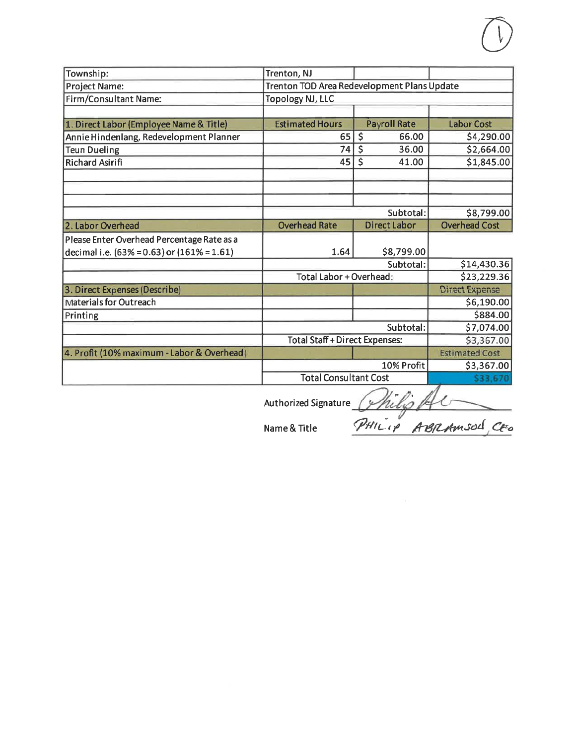(1)

| Township: | Trenton, NJ | | |
|---|---|---|---|
| Project Name: | Trenton TOD Area Redevelopment Plans Update | | |
| Firm/Consultant Name: | Topology NJ, LLC | | |
| | | | |
| **1. Direct Labor (Employee Name & Title)** | **Estimated Hours** | **Payroll Rate** | **Labor Cost** |
| Annie Hindenlang, Redevelopment Planner | 65 | $ 66.00 | $4,290.00 |
| Teun Dueling | 74 | $ 36.00 | $2,664.00 |
| Richard Asirifi | 45 | $ 41.00 | $1,845.00 |
| | | | |
| | | | |
| | | | |
| | | Subtotal: | $8,799.00 |
| **2. Labor Overhead** | **Overhead Rate** | **Direct Labor** | **Overhead Cost** |
| Please Enter Overhead Percentage Rate as a decimal i.e. (63% = 0.63) or (161% = 1.61) | 1.64 | $8,799.00 | |
| | | Subtotal: | $14,430.36 |
| | Total Labor + Overhead: | | $23,229.36 |
| **3. Direct Expenses (Describe)** | | | **Direct Expense** |
| Materials for Outreach | | | $6,190.00 |
| Printing | | | $884.00 |
| | | Subtotal: | $7,074.00 |
| | Total Staff + Direct Expenses: | | $3,367.00 |
| **4. Profit (10% maximum - Labor & Overhead)** | | | **Estimated Cost** |
| | | 10% Profit | $3,367.00 |
| | Total Consultant Cost | | $33,670 |

Authorized Signature: *[signature]*

Name & Title: Philip Abramson, CEO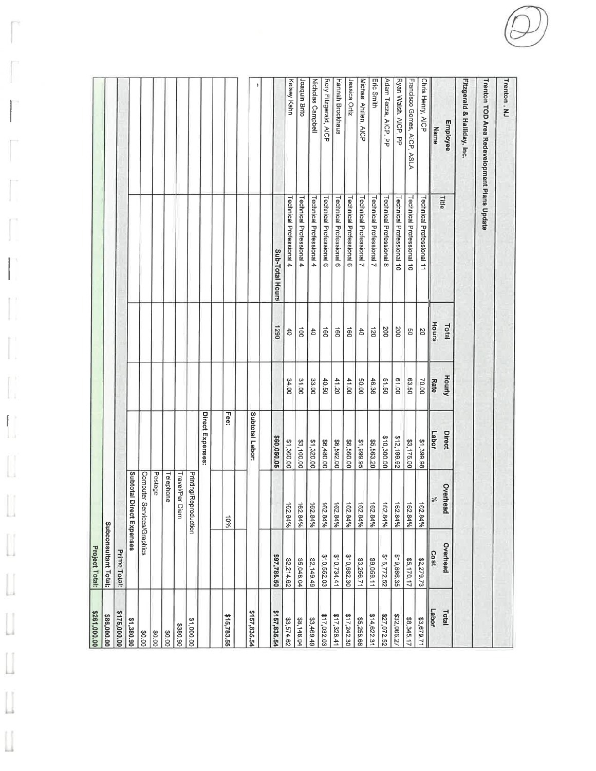**Trenton , NJ**

**Trenton TOD Area Redevelopment Plans Update**

**Fitzgerald & Halliday, Inc.**

| Employee Name | Title | Total Hours | Hourly Rate | Direct Labor | Overhead % | Overhead Cost | Total Labor |
|---|---|---|---|---|---|---|---|
| Chris Henry, AICP | Technical Professional 11 | 20 | 70.00 | $1,399.98 | 162.84% | $2,279.73 | $3,679.71 |
| Francisco Gomes, AICP, ASLA | Technical Professional 10 | 50 | 63.50 | $3,175.00 | 162.84% | $5,170.17 | $8,345.17 |
| Ryan Walsh, AICP, PP | Technical Professional 10 | 200 | 61.00 | $12,199.92 | 162.84% | $19,866.35 | $32,066.27 |
| Adam Tecza, AICP, PP | Technical Professional 8 | 200 | 51.50 | $10,300.00 | 162.84% | $16,772.52 | $27,072.52 |
| Eric Smith | Technical Professional 7 | 120 | 46.36 | $5,563.20 | 162.84% | $9,059.11 | $14,622.31 |
| Michael Ahillen, AICP | Technical Professional 7 | 40 | 50.00 | $1,999.95 | 162.84% | $3,256.71 | $5,256.66 |
| Jessica Ortiz | Technical Professional 6 | 160 | 41.00 | $6,560.00 | 162.84% | $10,682.30 | $17,242.30 |
| Hannah Brockhaus | Technical Professional 6 | 160 | 41.20 | $6,592.00 | 162.84% | $10,734.41 | $17,326.41 |
| Rory Fitzgerald, AICP | Technical Professional 6 | 160 | 40.50 | $6,480.00 | 162.84% | $10,552.03 | $17,032.03 |
| Nicholas Campbell | Technical Professional 4 | 40 | 33.00 | $1,320.00 | 162.84% | $2,149.49 | $3,469.49 |
| Joaquin Brito | Technical Professional 4 | 100 | 31.00 | $3,100.00 | 162.84% | $5,048.04 | $8,148.04 |
| Kelsey Kahn | Technical Professional 4 | 40 | 34.00 | $1,360.00 | 162.84% | $2,214.62 | $3,574.62 |
| | Sub-Total Hours | 1290 | | $60,050.05 | | $97,785.50 | $157,835.54 |
| | | | | Subtotal Labor: | | | $157,835.54 |
| | | | | Fee: | 10% | | $15,783.55 |
| | | | | Direct Expenses: | | | |
| | | | | | Printing/Reproduction | | $1,000.00 |
| | | | | | Travel/Per Diem | | $380.90 |
| | | | | | Telephone | | $0.00 |
| | | | | | Postage | | $0.00 |
| | | | | | Computer Services/Graphics | | $0.00 |
| | | | | | Subtotal Direct Expenses | | $1,380.90 |
| | | | | | | Prime Total: | $175,000.00 |
| | | | | | | Subconsultant Total: | $86,000.00 |
| | | | | | | Project Total: | $261,000.00 |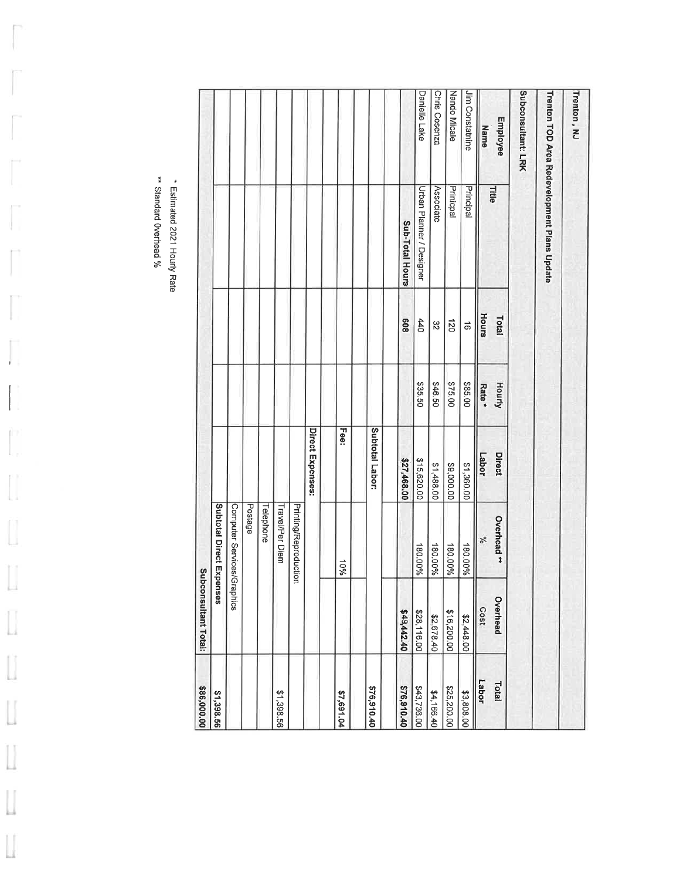Trenton , NJ

Trenton TOD Area Redevelopment Plans Update

Subconsultant: LRK

| Employee Name | Title | Total Hours | Hourly Rate * | Direct Labor | Overhead ** % | Overhead Cost | Total Labor |
|---|---|---|---|---|---|---|---|
| Jim Constatnine | Principal | 16 | $85.00 | $1,360.00 | 180.00% | $2,448.00 | $3,808.00 |
| Nando Micale | Prinicpal | 120 | $75.00 | $9,000.00 | 180.00% | $16,200.00 | $25,200.00 |
| Chris Cosenza | Associate | 32 | $46.50 | $1,488.00 | 180.00% | $2,678.40 | $4,166.40 |
| Danelle Lake | Urban Planner / Designer | 440 | $35.50 | $15,620.00 | 180.00% | $28,116.00 | $43,736.00 |
| | **Sub-Total Hours** | **608** | | **$27,468.00** | | **$49,442.40** | **$76,910.40** |
| | | | | | | | |
| | | | | Subtotal Labor: | | | **$76,910.40** |
| | | | | | | | |
| | | | | Fee: | 10% | | **$7,691.04** |
| | | | | | | | |
| | | | | Direct Expenses: | | | |
| | | | | | Printing/Reproduction | | |
| | | | | | Travel/Per Diem | | $1,398.56 |
| | | | | | Telephone | | |
| | | | | | Postage | | |
| | | | | | Computer Services/Graphics | | |
| | | | | | **Subtotal Direct Expenses** | | **$1,398.56** |
| | | | | | **Subconsultant Total:** | | **$86,000.00** |

\* Estimated 2021 Hourly Rate

\*\* Standard Overhead %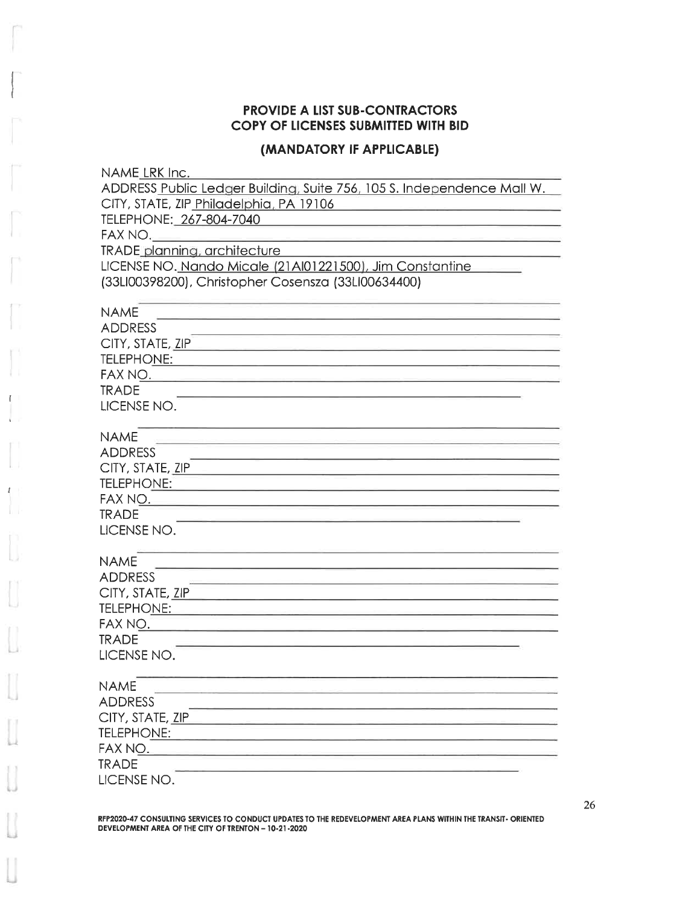## PROVIDE A LIST SUB-CONTRACTORS
## COPY OF LICENSES SUBMITTED WITH BID

### (MANDATORY IF APPLICABLE)

NAME LRK Inc.
ADDRESS Public Ledger Building, Suite 756, 105 S. Independence Mall W.
CITY, STATE, ZIP Philadelphia, PA 19106
TELEPHONE: 267-804-7040
FAX NO.
TRADE planning, architecture
LICENSE NO. Nando Micale (21AI01221500), Jim Constantine (33LI00398200), Christopher Cosensza (33LI00634400)

NAME
ADDRESS
CITY, STATE, ZIP
TELEPHONE:
FAX NO.
TRADE
LICENSE NO.

NAME
ADDRESS
CITY, STATE, ZIP
TELEPHONE:
FAX NO.
TRADE
LICENSE NO.

NAME
ADDRESS
CITY, STATE, ZIP
TELEPHONE:
FAX NO.
TRADE
LICENSE NO.

NAME
ADDRESS
CITY, STATE, ZIP
TELEPHONE:
FAX NO.
TRADE
LICENSE NO.

RFP2020-47 CONSULTING SERVICES TO CONDUCT UPDATES TO THE REDEVELOPMENT AREA PLANS WITHIN THE TRANSIT- ORIENTED DEVELOPMENT AREA OF THE CITY OF TRENTON – 10-21-2020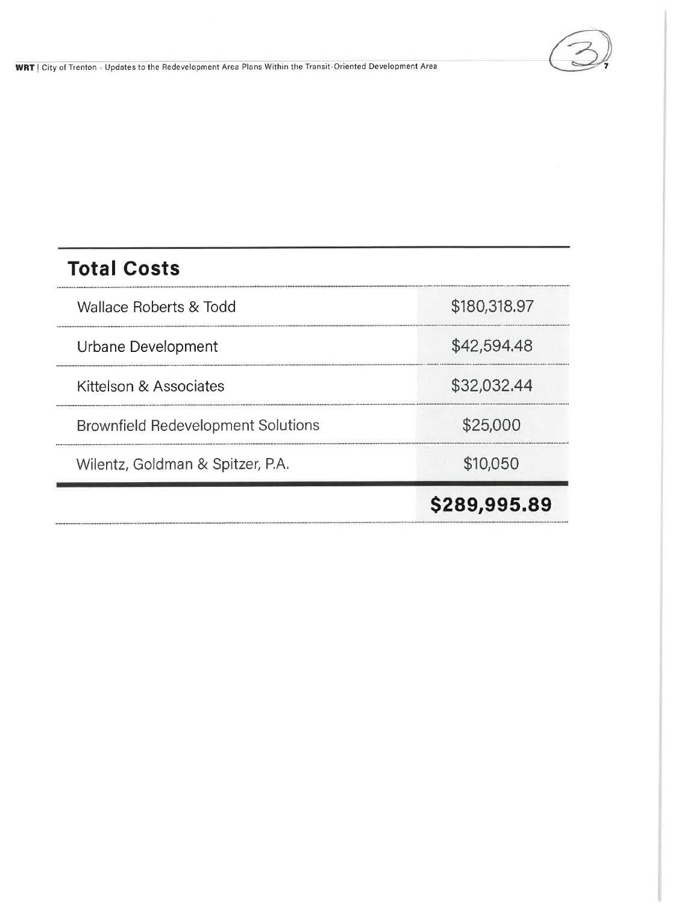## Total Costs

| | |
|---|---|
| Wallace Roberts & Todd | $180,318.97 |
| Urbane Development | $42,594.48 |
| Kittelson & Associates | $32,032.44 |
| Brownfield Redevelopment Solutions | $25,000 |
| Wilentz, Goldman & Spitzer, P.A. | $10,050 |
| | **$289,995.89** |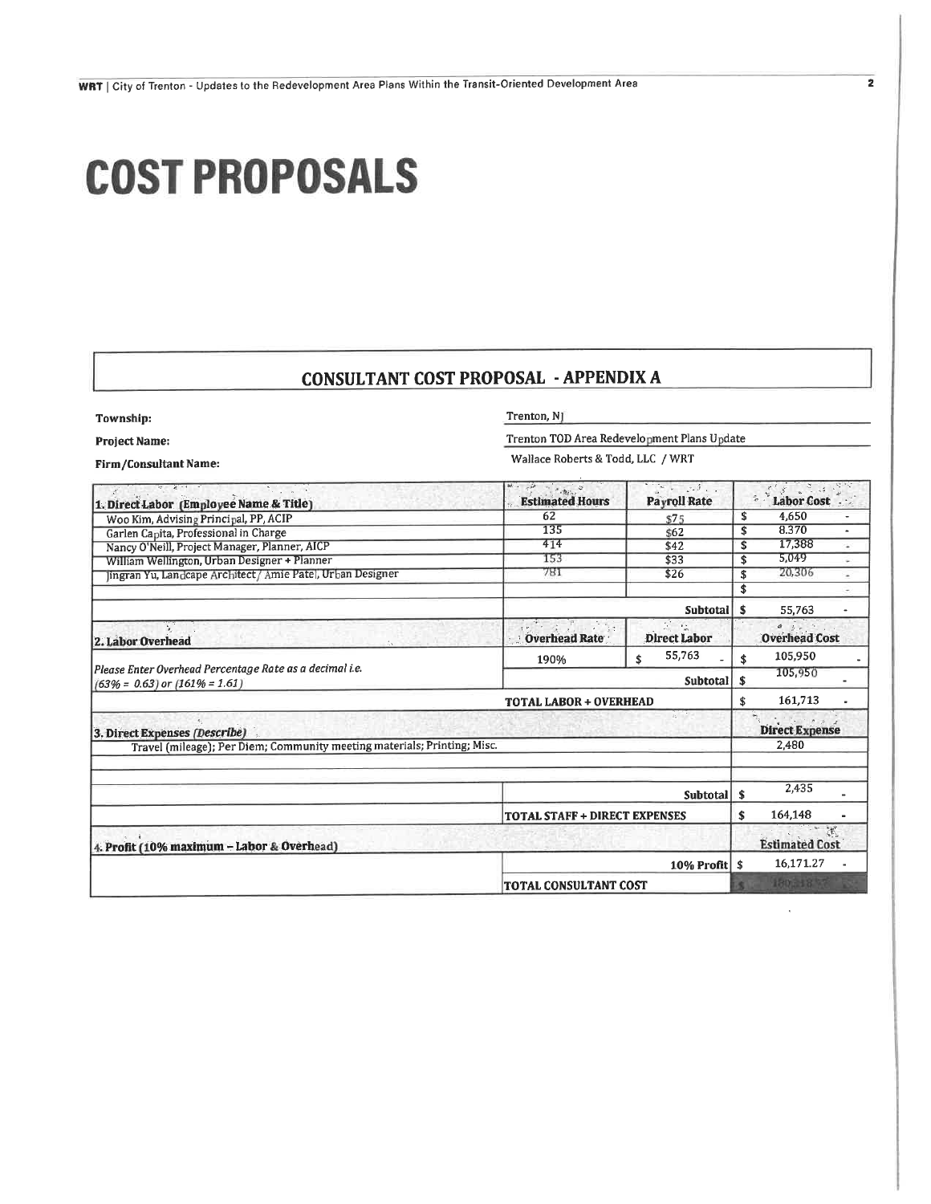# COST PROPOSALS

## CONSULTANT COST PROPOSAL - APPENDIX A

**Township:** Trenton, NJ

**Project Name:** Trenton TOD Area Redevelopment Plans Update

**Firm/Consultant Name:** Wallace Roberts & Todd, LLC / WRT

| **1. Direct Labor (Employee Name & Title)** | **Estimated Hours** | **Payroll Rate** | **Labor Cost** |
|---|---|---|---|
| Woo Kim, Advising Principal, PP, ACIP | 62 | $75 | $ 4,650 - |
| Garlen Capita, Professional in Charge | 135 | $62 | $ 8,370 - |
| Nancy O'Neill, Project Manager, Planner, AICP | 414 | $42 | $ 17,388 - |
| William Wellington, Urban Designer + Planner | 153 | $33 | $ 5,049 - |
| Jingran Yu, Landcape Architect / Amie Patel, Urban Designer | 781 | $26 | $ 20,306 - |
| | | | $ - |
| | | **Subtotal** | $ 55,763 - |
| **2. Labor Overhead** | **Overhead Rate** | **Direct Labor** | **Overhead Cost** |
| *Please Enter Overhead Percentage Rate as a decimal i.e. (63% = 0.63) or (161% = 1.61)* | 190% | $ 55,763 - | $ 105,950 - |
| | | **Subtotal** | $ 105,950 - |
| | **TOTAL LABOR + OVERHEAD** | | $ 161,713 - |
| **3. Direct Expenses *(Describe)*** | | | **Direct Expense** |
| Travel (mileage); Per Diem; Community meeting materials; Printing; Misc. | | | 2,480 |
| | | | |
| | | | |
| | | **Subtotal** | $ 2,435 - |
| | **TOTAL STAFF + DIRECT EXPENSES** | | $ 164,148 - |
| **4. Profit (10% maximum – Labor & Overhead)** | | | **Estimated Cost** |
| | | **10% Profit** | $ 16,171.27 - |
| | **TOTAL CONSULTANT COST** | | $ 180,319.27 |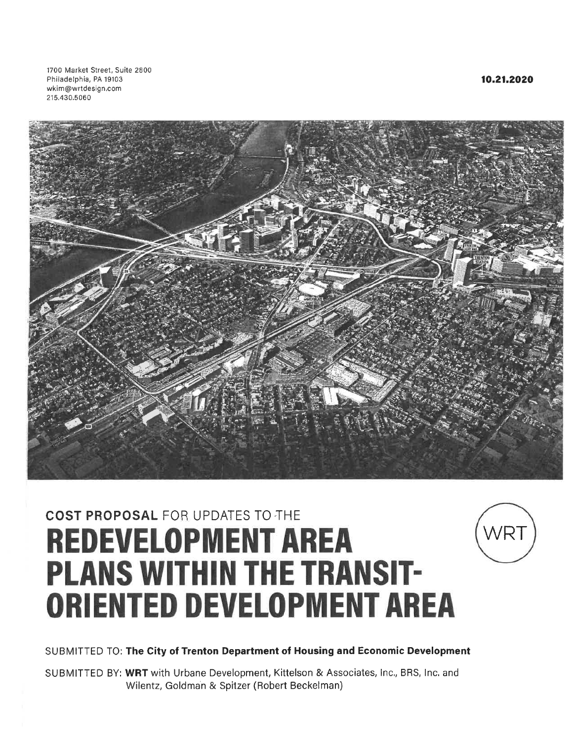1700 Market Street, Suite 2800
Philadelphia, PA 19103
wkim@wrtdesign.com
215.430.5060

**10.21.2020**

**COST PROPOSAL** FOR UPDATES TO THE

# REDEVELOPMENT AREA PLANS WITHIN THE TRANSIT-ORIENTED DEVELOPMENT AREA

WRT

SUBMITTED TO: **The City of Trenton Department of Housing and Economic Development**

SUBMITTED BY: **WRT** with Urbane Development, Kittelson & Associates, Inc., BRS, Inc. and Wilentz, Goldman & Spitzer (Robert Beckelman)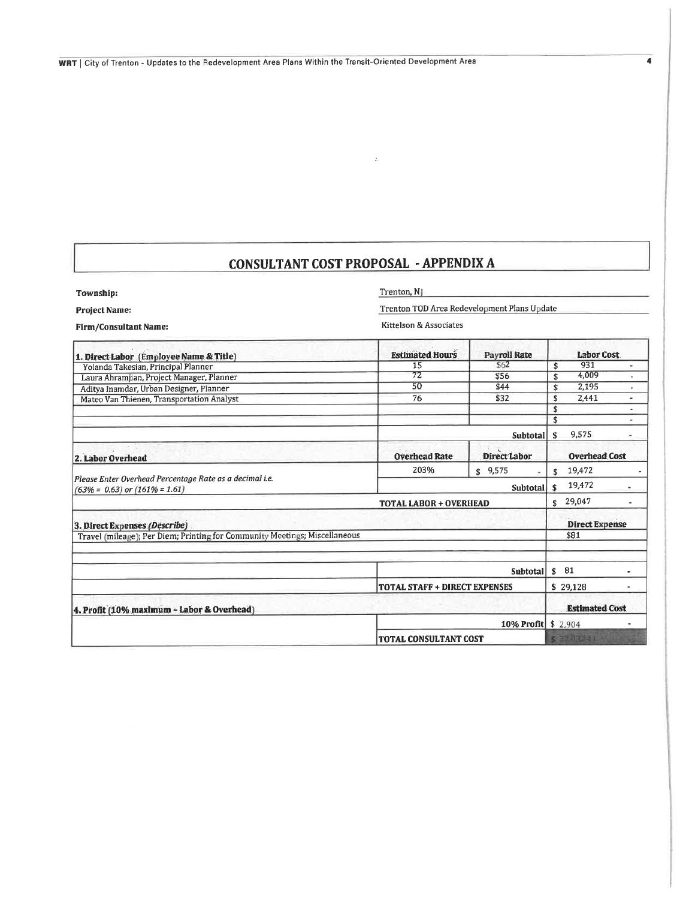# CONSULTANT COST PROPOSAL - APPENDIX A

**Township:** Trenton, NJ

**Project Name:** Trenton TOD Area Redevelopment Plans Update

**Firm/Consultant Name:** Kittelson & Associates

| **1. Direct Labor** (Employee Name & Title) | **Estimated Hours** | **Payroll Rate** | **Labor Cost** |
|---|---|---|---|
| Yolanda Takesian, Principal Planner | 15 | $62 | $ 931 - |
| Laura Ahramjian, Project Manager, Planner | 72 | $56 | $ 4,009 - |
| Aditya Inamdar, Urban Designer, Planner | 50 | $44 | $ 2,195 - |
| Mateo Van Thienen, Transportation Analyst | 76 | $32 | $ 2,441 - |
| | | | $ - |
| | | | $ - |
| | | **Subtotal** | $ 9,575 - |
| **2. Labor Overhead** | **Overhead Rate** | **Direct Labor** | **Overhead Cost** |
| *Please Enter Overhead Percentage Rate as a decimal i.e. (63% = 0.63) or (161% = 1.61)* | 203% | $ 9,575 - | $ 19,472 - |
| | | **Subtotal** | $ 19,472 - |
| | **TOTAL LABOR + OVERHEAD** | | $ 29,047 - |
| **3. Direct Expenses** *(Describe)* | | | **Direct Expense** |
| Travel (mileage); Per Diem; Printing for Community Meetings; Miscellaneous | | | $81 |
| | | | |
| | | | |
| | | **Subtotal** | $ 81 - |
| | **TOTAL STAFF + DIRECT EXPENSES** | | $ 29,128 - |
| **4. Profit (10% maximum - Labor & Overhead)** | | | **Estimated Cost** |
| | | **10% Profit** | $ 2,904 - |
| | **TOTAL CONSULTANT COST** | | $ 32,032 |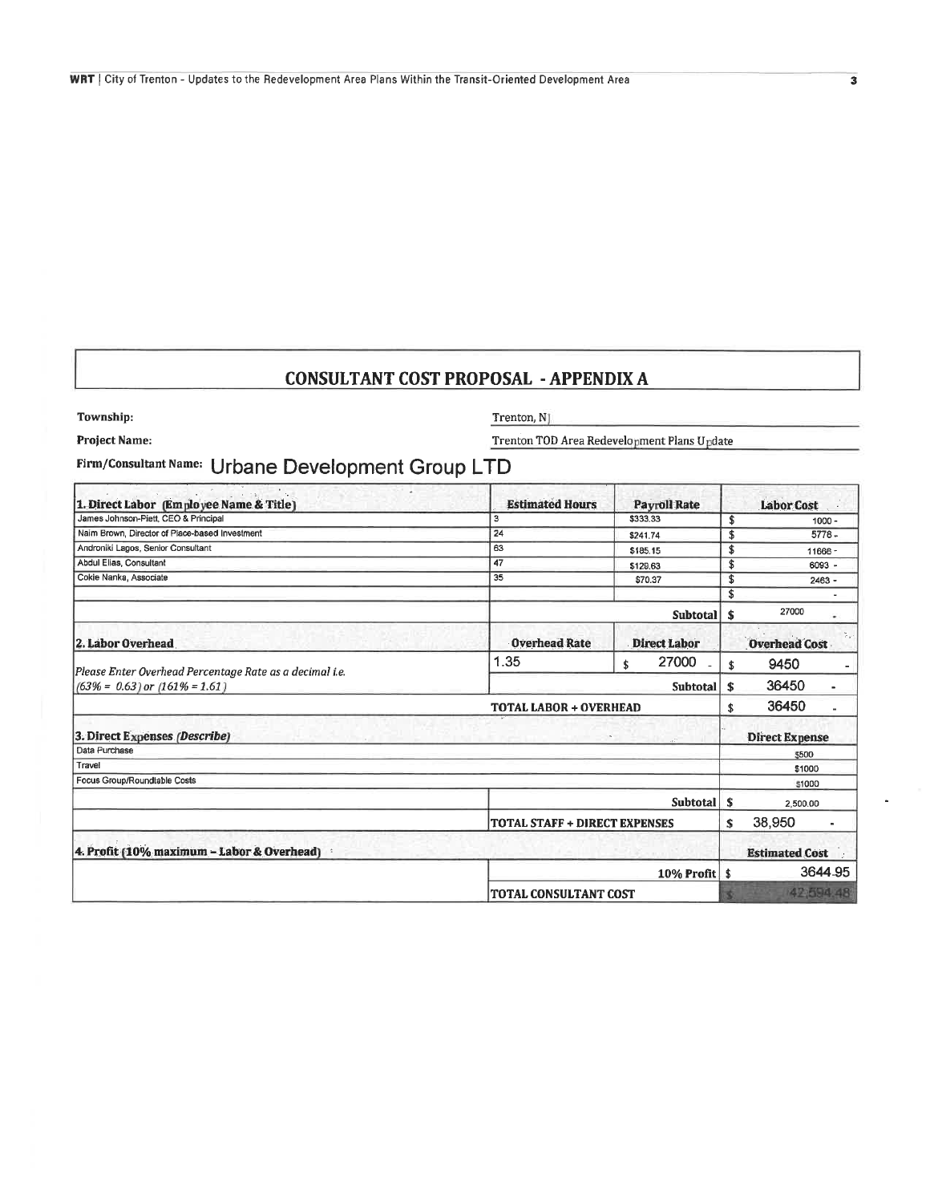## CONSULTANT COST PROPOSAL - APPENDIX A

**Township:** Trenton, NJ

**Project Name:** Trenton TOD Area Redevelopment Plans Update

**Firm/Consultant Name:** Urbane Development Group LTD

| 1. Direct Labor (Employee Name & Title) | Estimated Hours | Payroll Rate | Labor Cost |
|---|---|---|---|
| James Johnson-Piett, CEO & Principal | 3 | $333.33 | $ 1000 - |
| Naim Brown, Director of Place-based Investment | 24 | $241.74 | $ 5778 - |
| Androniki Lagos, Senior Consultant | 63 | $185.15 | $ 11666 - |
| Abdul Elias, Consultant | 47 | $129.63 | $ 6093 - |
| Cokie Nanka, Associate | 35 | $70.37 | $ 2463 - |
| | | | $ - |
| | | Subtotal | $ 27000 - |
| **2. Labor Overhead** | **Overhead Rate** | **Direct Labor** | **Overhead Cost** |
| *Please Enter Overhead Percentage Rate as a decimal i.e. (63% = 0.63) or (161% = 1.61)* | 1.35 | $ 27000 - | $ 9450 - |
| | | Subtotal | $ 36450 - |
| | TOTAL LABOR + OVERHEAD | | $ 36450 - |
| **3. Direct Expenses *(Describe)*** | | | **Direct Expense** |
| Data Purchase | | | $500 |
| Travel | | | $1000 |
| Focus Group/Roundtable Costs | | | $1000 |
| | | Subtotal | $ 2,500.00 |
| | TOTAL STAFF + DIRECT EXPENSES | | $ 38,950 - |
| **4. Profit (10% maximum – Labor & Overhead)** | | | **Estimated Cost** |
| | | 10% Profit | $ 3644.95 |
| | TOTAL CONSULTANT COST | | $ 42,594.48 |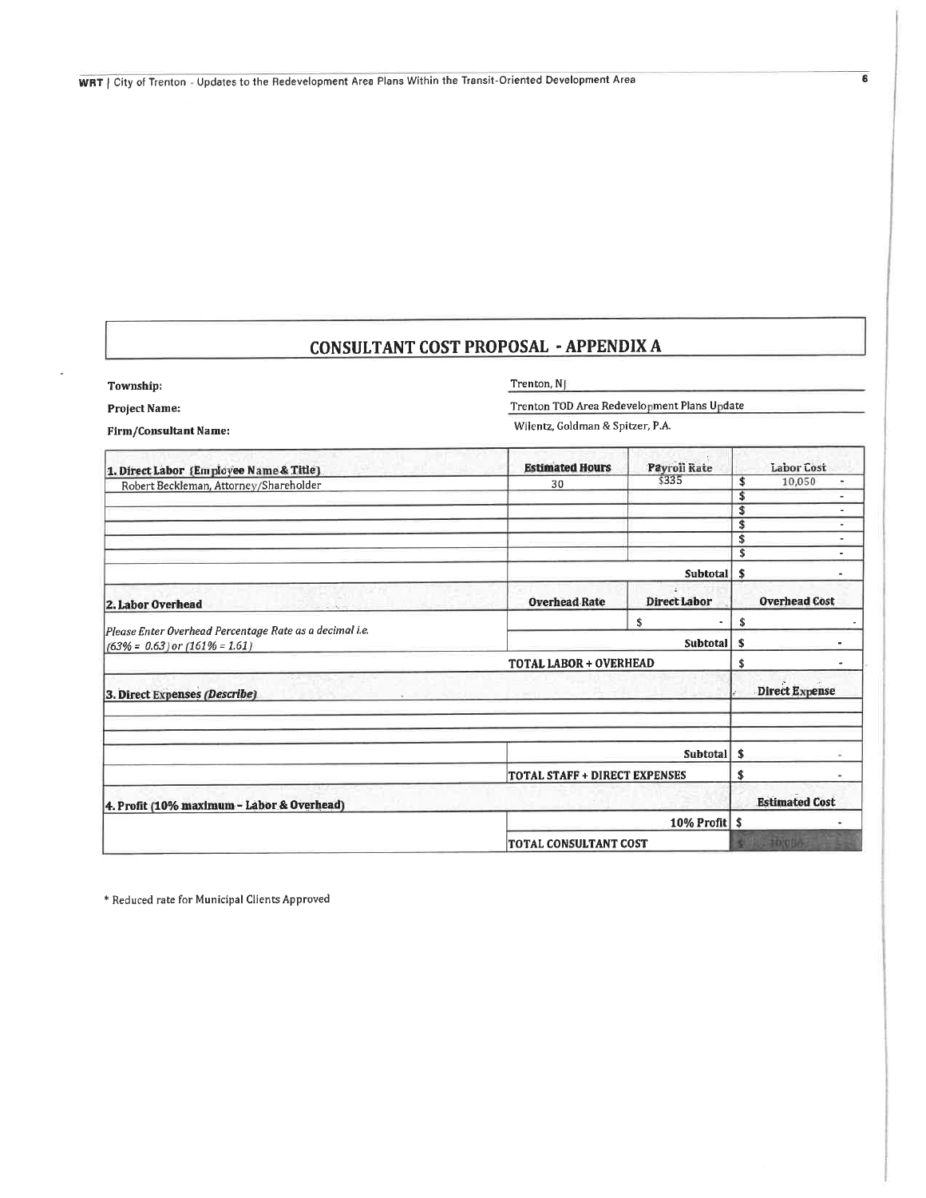## CONSULTANT COST PROPOSAL - APPENDIX A

**Township:** Trenton, NJ

**Project Name:** Trenton TOD Area Redevelopment Plans Update

**Firm/Consultant Name:** Wilentz, Goldman & Spitzer, P.A.

| **1. Direct Labor (Employee Name & Title)** | **Estimated Hours** | **Payroll Rate** | **Labor Cost** |
|---|---|---|---|
| Robert Beckleman, Attorney/Shareholder | 30 | $335 | $ 10,050 - |
| | | | $ - |
| | | | $ - |
| | | | $ - |
| | | | $ - |
| | | | $ - |
| | | **Subtotal** | $ - |
| **2. Labor Overhead** | **Overhead Rate** | **Direct Labor** | **Overhead Cost** |
| *Please Enter Overhead Percentage Rate as a decimal i.e. (63% = 0.63) or (161% = 1.61)* | | $ - | $ - |
| | | **Subtotal** | $ - |
| | **TOTAL LABOR + OVERHEAD** | | $ - |
| **3. Direct Expenses *(Describe)*** | | | **Direct Expense** |
| | | | |
| | | | |
| | | **Subtotal** | $ - |
| | **TOTAL STAFF + DIRECT EXPENSES** | | $ - |
| **4. Profit (10% maximum - Labor & Overhead)** | | | **Estimated Cost** |
| | | **10% Profit** | $ - |
| | **TOTAL CONSULTANT COST** | | $ 10,050 |

* Reduced rate for Municipal Clients Approved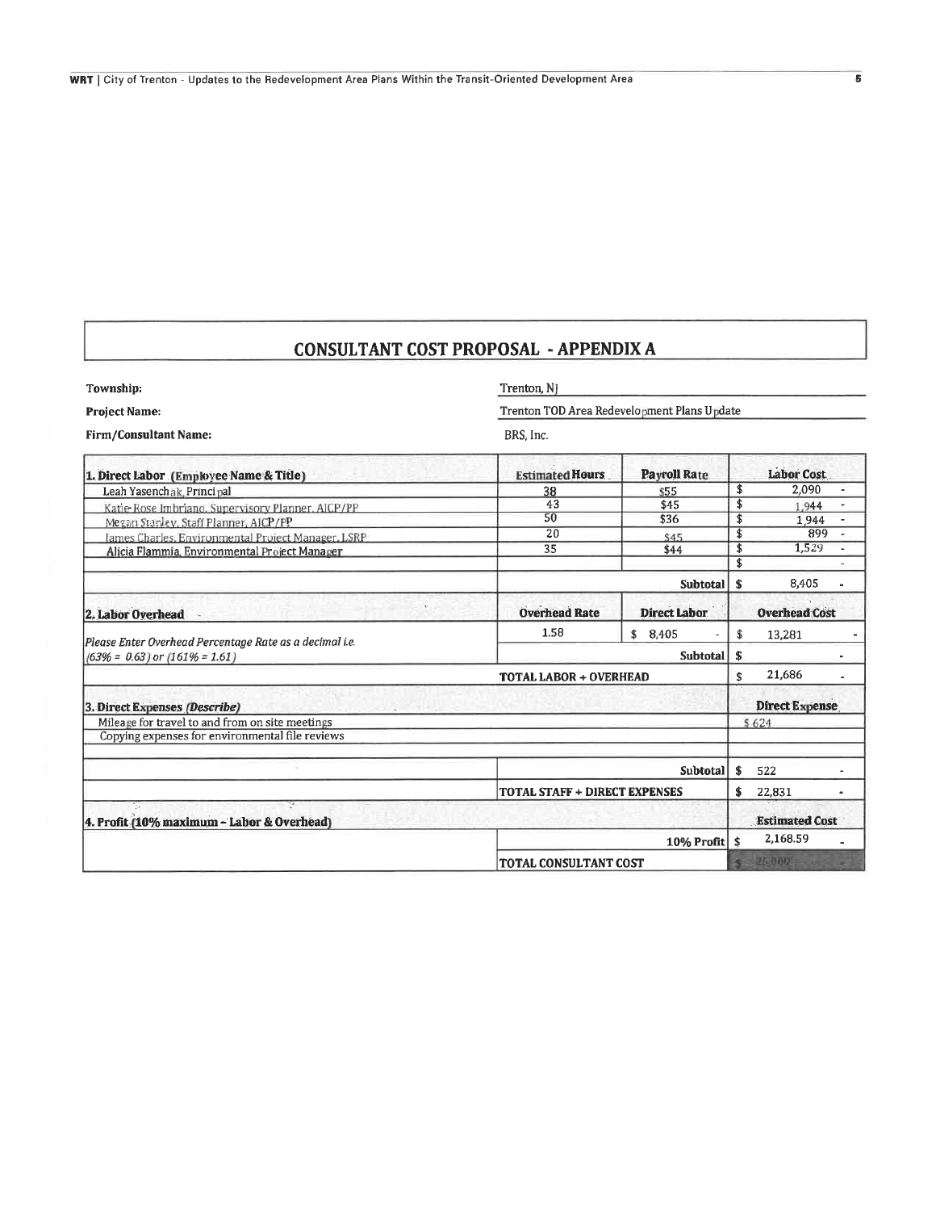# CONSULTANT COST PROPOSAL - APPENDIX A

**Township:** Trenton, NJ

**Project Name:** Trenton TOD Area Redevelopment Plans Update

**Firm/Consultant Name:** BRS, Inc.

| **1. Direct Labor (Employee Name & Title)** | **Estimated Hours** | **Payroll Rate** | **Labor Cost** |
|---|---|---|---|
| Leah Yasenchak, Principal | 38 | $55 | $ 2,090 - |
| Katie-Rose Imbriano, Supervisory Planner, AICP/PP | 43 | $45 | $ 1,944 - |
| Megan Stanley, Staff Planner, AICP/PP | 50 | $36 | $ 1,944 - |
| James Charles, Environmental Project Manager, LSRP | 20 | $45 | $ 899 - |
| Alicia Flammia, Environmental Project Manager | 35 | $44 | $ 1,529 - |
| | | | $ - |
| | | **Subtotal** | $ 8,405 - |
| **2. Labor Overhead** | **Overhead Rate** | **Direct Labor** | **Overhead Cost** |
| *Please Enter Overhead Percentage Rate as a decimal i.e. (63% = 0.63) or (161% = 1.61)* | 1.58 | $ 8,405 - | $ 13,281 - |
| | | **Subtotal** | $ - |
| | **TOTAL LABOR + OVERHEAD** | | $ 21,686 - |
| **3. Direct Expenses *(Describe)*** | | | **Direct Expense** |
| Mileage for travel to and from on site meetings | | | $ 624 |
| Copying expenses for environmental file reviews | | | |
| | | | |
| | | **Subtotal** | $ 522 - |
| | **TOTAL STAFF + DIRECT EXPENSES** | | $ 22,831 - |
| **4. Profit (10% maximum - Labor & Overhead)** | | | **Estimated Cost** |
| | | **10% Profit** | $ 2,168.59 - |
| | **TOTAL CONSULTANT COST** | | $ 25,000 - |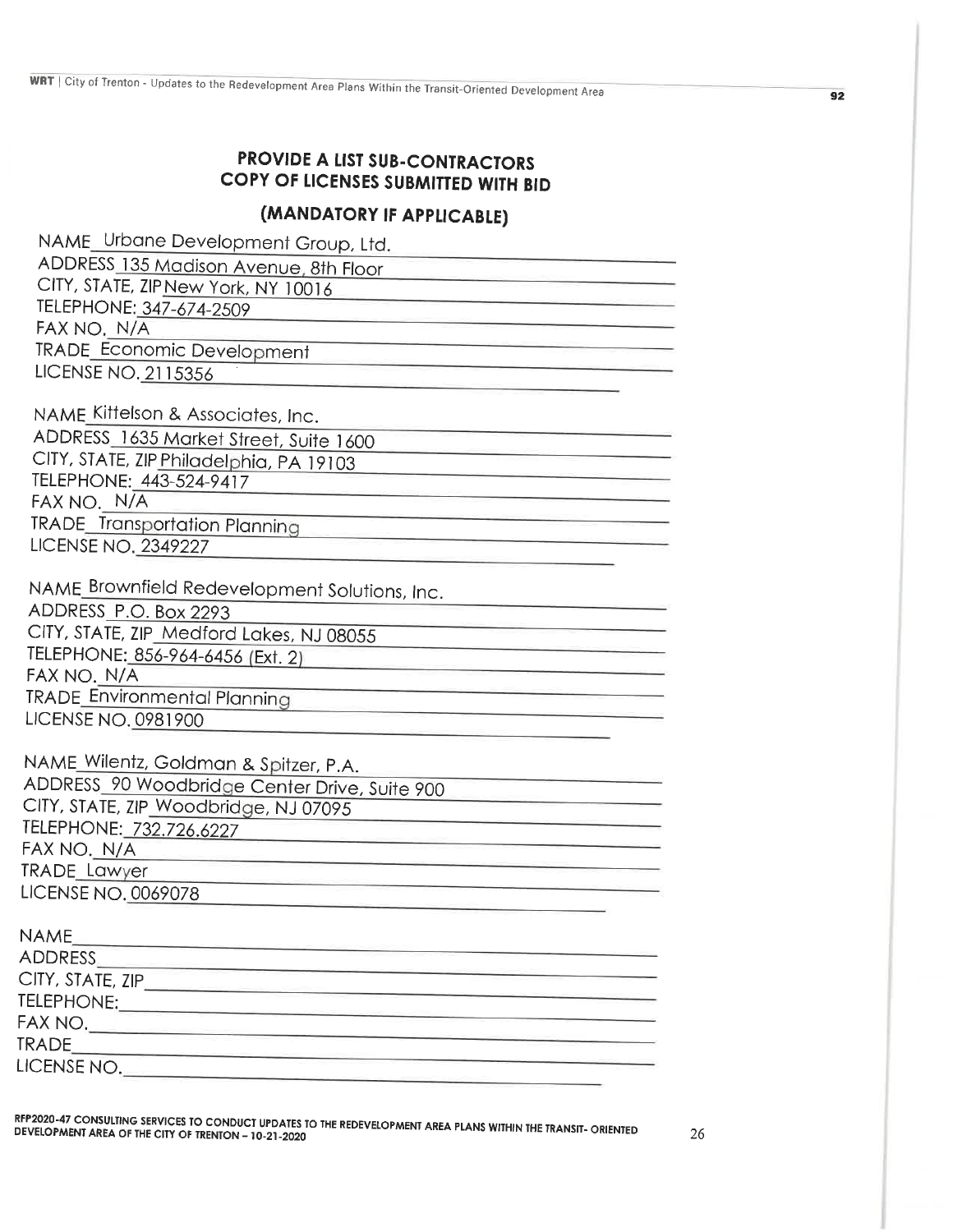# PROVIDE A LIST SUB-CONTRACTORS COPY OF LICENSES SUBMITTED WITH BID

## (MANDATORY IF APPLICABLE)

NAME Urbane Development Group, Ltd.
ADDRESS 135 Madison Avenue, 8th Floor
CITY, STATE, ZIP New York, NY 10016
TELEPHONE: 347-674-2509
FAX NO. N/A
TRADE Economic Development
LICENSE NO. 2115356

NAME Kittelson & Associates, Inc.
ADDRESS 1635 Market Street, Suite 1600
CITY, STATE, ZIP Philadelphia, PA 19103
TELEPHONE: 443-524-9417
FAX NO. N/A
TRADE Transportation Planning
LICENSE NO. 2349227

NAME Brownfield Redevelopment Solutions, Inc.
ADDRESS P.O. Box 2293
CITY, STATE, ZIP Medford Lakes, NJ 08055
TELEPHONE: 856-964-6456 (Ext. 2)
FAX NO. N/A
TRADE Environmental Planning
LICENSE NO. 0981900

NAME Wilentz, Goldman & Spitzer, P.A.
ADDRESS 90 Woodbridge Center Drive, Suite 900
CITY, STATE, ZIP Woodbridge, NJ 07095
TELEPHONE: 732.726.6227
FAX NO. N/A
TRADE Lawyer
LICENSE NO. 0069078

NAME\_\_\_\_\_\_\_\_\_\_
ADDRESS\_\_\_\_\_\_\_\_\_\_
CITY, STATE, ZIP\_\_\_\_\_\_\_\_\_\_
TELEPHONE:\_\_\_\_\_\_\_\_\_\_
FAX NO.\_\_\_\_\_\_\_\_\_\_
TRADE\_\_\_\_\_\_\_\_\_\_
LICENSE NO.\_\_\_\_\_\_\_\_\_\_

RFP2020-47 CONSULTING SERVICES TO CONDUCT UPDATES TO THE REDEVELOPMENT AREA PLANS WITHIN THE TRANSIT- ORIENTED DEVELOPMENT AREA OF THE CITY OF TRENTON – 10-21-2020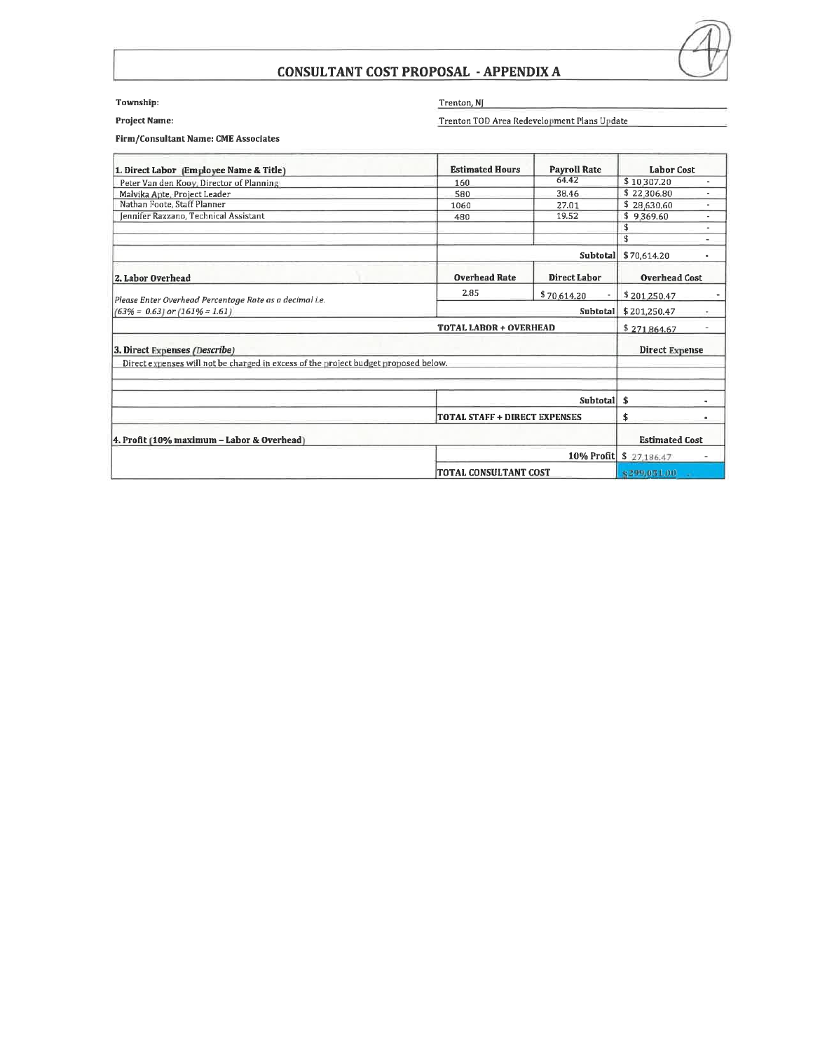# CONSULTANT COST PROPOSAL - APPENDIX A

**Township:** Trenton, NJ

**Project Name:** Trenton TOD Area Redevelopment Plans Update

**Firm/Consultant Name: CME Associates**

| 1. Direct Labor (Employee Name & Title) | Estimated Hours | Payroll Rate | Labor Cost |
|---|---|---|---|
| Peter Van den Kooy, Director of Planning | 160 | 64.42 | $ 10,307.20 - |
| Malvika Apte, Project Leader | 580 | 38.46 | $ 22,306.80 - |
| Nathan Foote, Staff Planner | 1060 | 27.01 | $ 28,630.60 - |
| Jennifer Razzano, Technical Assistant | 480 | 19.52 | $ 9,369.60 - |
| | | | $ - |
| | | | $ - |
| | | Subtotal | $ 70,614.20 - |
| **2. Labor Overhead** | **Overhead Rate** | **Direct Labor** | **Overhead Cost** |
| *Please Enter Overhead Percentage Rate as a decimal i.e. (63% = 0.63) or (161% = 1.61)* | 2.85 | $ 70,614.20 - | $ 201,250.47 - |
| | | Subtotal | $ 201,250.47 - |
| | **TOTAL LABOR + OVERHEAD** | | $ 271,864.67 - |
| **3. Direct Expenses *(Describe)*** | | | **Direct Expense** |
| Direct expenses will not be charged in excess of the project budget proposed below. | | | |
| | | | |
| | | | |
| | | Subtotal | $ - |
| | **TOTAL STAFF + DIRECT EXPENSES** | | $ - |
| **4. Profit (10% maximum – Labor & Overhead)** | | | **Estimated Cost** |
| | | 10% Profit | $ 27,186.47 - |
| | **TOTAL CONSULTANT COST** | | $299,051.00 |